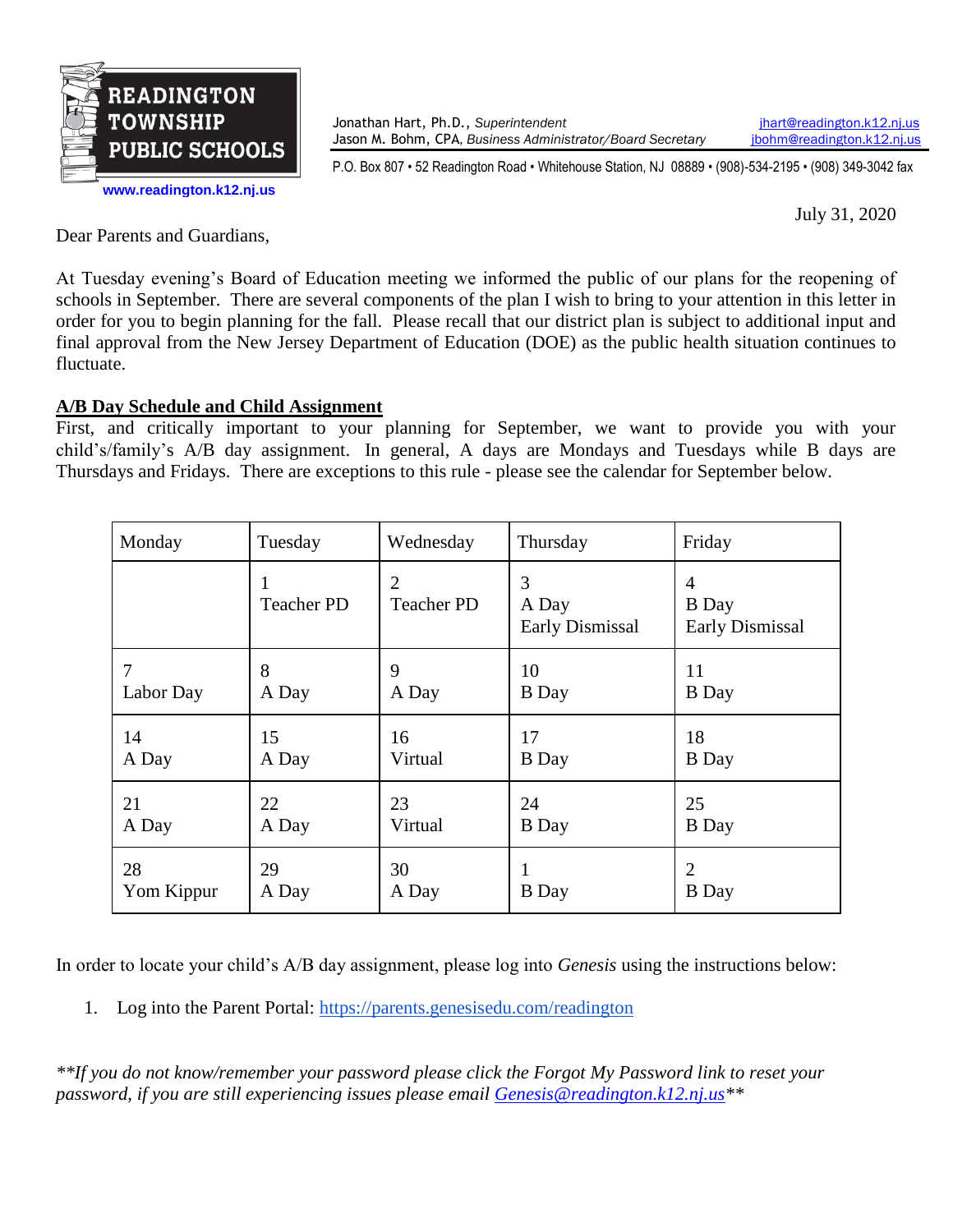**READINGTON TOWNSHIP PUBLIC SCHOOLS**
www.readington.k12.nj.us

Jonathan Hart, Ph.D., *Superintendent* jhart@readington.k12.nj.us
Jason M. Bohm, CPA, *Business Administrator/Board Secretary* jbohm@readington.k12.nj.us

P.O. Box 807 • 52 Readington Road • Whitehouse Station, NJ 08889 • (908)-534-2195 • (908) 349-3042 fax

July 31, 2020

Dear Parents and Guardians,

At Tuesday evening's Board of Education meeting we informed the public of our plans for the reopening of schools in September. There are several components of the plan I wish to bring to your attention in this letter in order for you to begin planning for the fall. Please recall that our district plan is subject to additional input and final approval from the New Jersey Department of Education (DOE) as the public health situation continues to fluctuate.

**A/B Day Schedule and Child Assignment**

First, and critically important to your planning for September, we want to provide you with your child's/family's A/B day assignment. In general, A days are Mondays and Tuesdays while B days are Thursdays and Fridays. There are exceptions to this rule - please see the calendar for September below.

| Monday | Tuesday | Wednesday | Thursday | Friday |
|---|---|---|---|---|
| | 1<br>Teacher PD | 2<br>Teacher PD | 3<br>A Day<br>Early Dismissal | 4<br>B Day<br>Early Dismissal |
| 7<br>Labor Day | 8<br>A Day | 9<br>A Day | 10<br>B Day | 11<br>B Day |
| 14<br>A Day | 15<br>A Day | 16<br>Virtual | 17<br>B Day | 18<br>B Day |
| 21<br>A Day | 22<br>A Day | 23<br>Virtual | 24<br>B Day | 25<br>B Day |
| 28<br>Yom Kippur | 29<br>A Day | 30<br>A Day | 1<br>B Day | 2<br>B Day |

In order to locate your child's A/B day assignment, please log into *Genesis* using the instructions below:

1. Log into the Parent Portal: https://parents.genesisedu.com/readington

*\*\*If you do not know/remember your password please click the Forgot My Password link to reset your password, if you are still experiencing issues please email Genesis@readington.k12.nj.us\*\**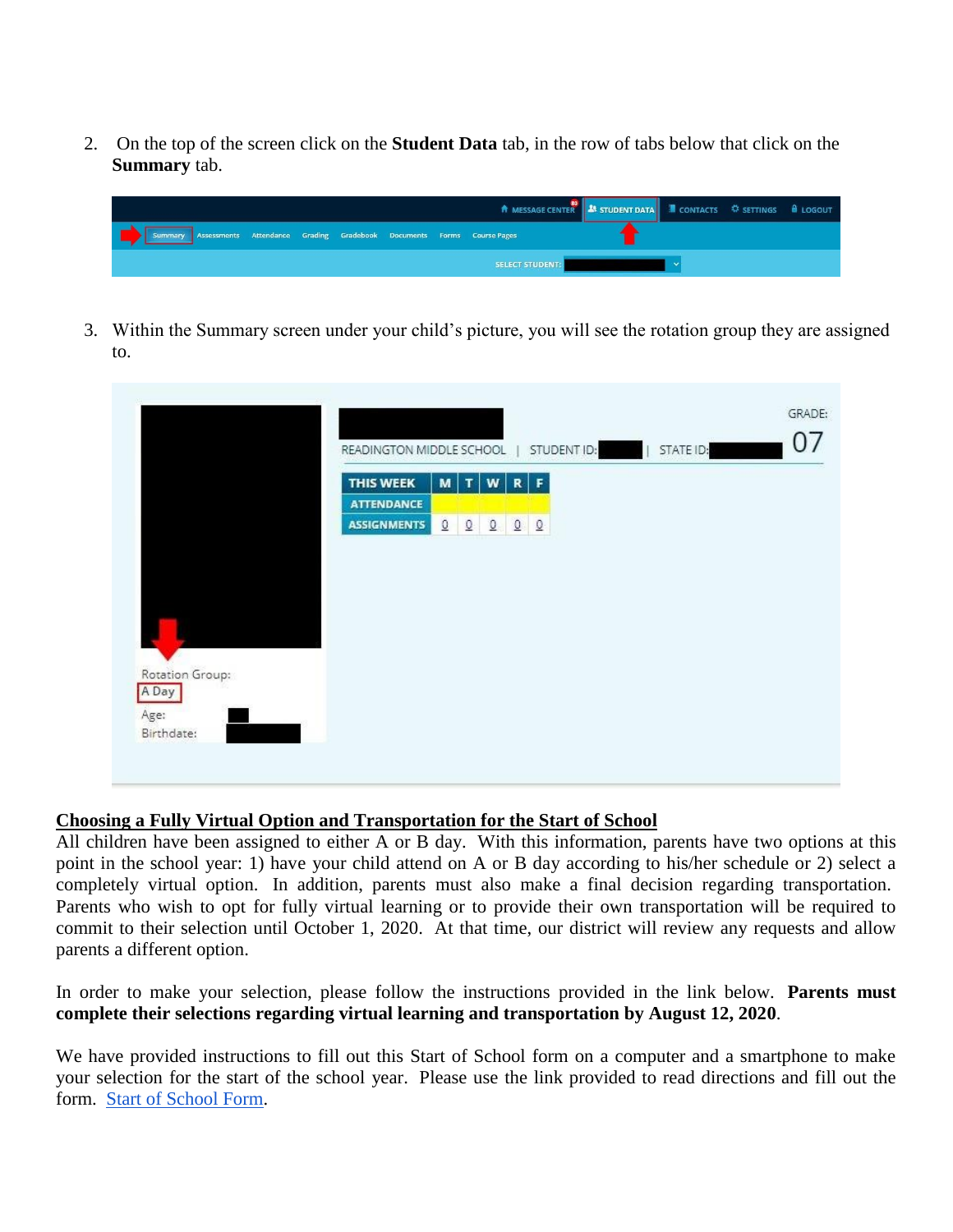2. On the top of the screen click on the **Student Data** tab, in the row of tabs below that click on the **Summary** tab.

3. Within the Summary screen under your child's picture, you will see the rotation group they are assigned to.

**Choosing a Fully Virtual Option and Transportation for the Start of School**

All children have been assigned to either A or B day. With this information, parents have two options at this point in the school year: 1) have your child attend on A or B day according to his/her schedule or 2) select a completely virtual option. In addition, parents must also make a final decision regarding transportation. Parents who wish to opt for fully virtual learning or to provide their own transportation will be required to commit to their selection until October 1, 2020. At that time, our district will review any requests and allow parents a different option.

In order to make your selection, please follow the instructions provided in the link below. **Parents must complete their selections regarding virtual learning and transportation by August 12, 2020**.

We have provided instructions to fill out this Start of School form on a computer and a smartphone to make your selection for the start of the school year. Please use the link provided to read directions and fill out the form. Start of School Form.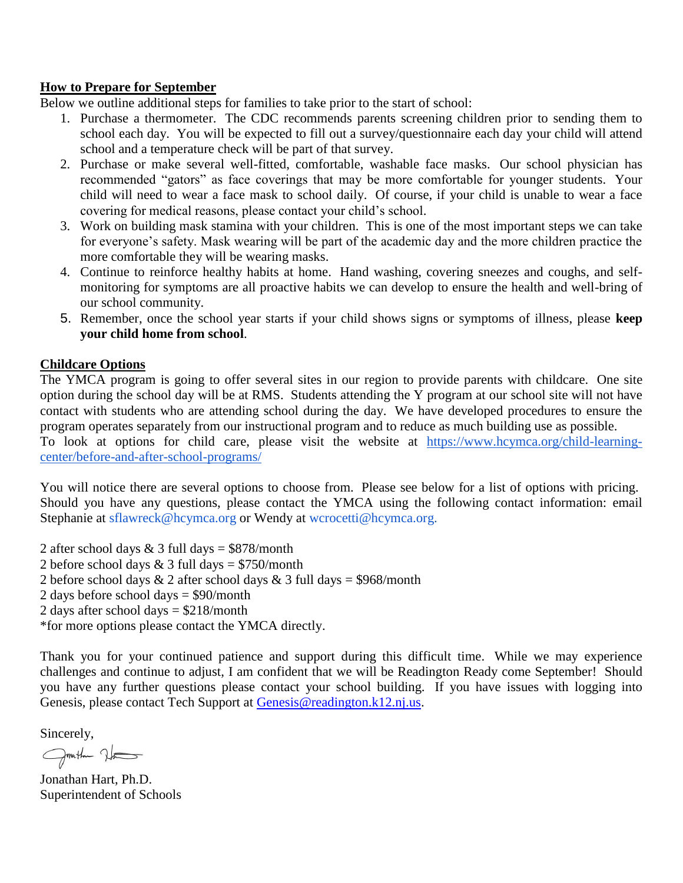**How to Prepare for September**

Below we outline additional steps for families to take prior to the start of school:

1. Purchase a thermometer. The CDC recommends parents screening children prior to sending them to school each day. You will be expected to fill out a survey/questionnaire each day your child will attend school and a temperature check will be part of that survey.
2. Purchase or make several well-fitted, comfortable, washable face masks. Our school physician has recommended "gators" as face coverings that may be more comfortable for younger students. Your child will need to wear a face mask to school daily. Of course, if your child is unable to wear a face covering for medical reasons, please contact your child's school.
3. Work on building mask stamina with your children. This is one of the most important steps we can take for everyone's safety. Mask wearing will be part of the academic day and the more children practice the more comfortable they will be wearing masks.
4. Continue to reinforce healthy habits at home. Hand washing, covering sneezes and coughs, and self-monitoring for symptoms are all proactive habits we can develop to ensure the health and well-bring of our school community.
5. Remember, once the school year starts if your child shows signs or symptoms of illness, please **keep your child home from school**.

**Childcare Options**

The YMCA program is going to offer several sites in our region to provide parents with childcare. One site option during the school day will be at RMS. Students attending the Y program at our school site will not have contact with students who are attending school during the day. We have developed procedures to ensure the program operates separately from our instructional program and to reduce as much building use as possible.
To look at options for child care, please visit the website at https://www.hcymca.org/child-learning-center/before-and-after-school-programs/

You will notice there are several options to choose from. Please see below for a list of options with pricing. Should you have any questions, please contact the YMCA using the following contact information: email Stephanie at sflawreck@hcymca.org or Wendy at wcrocetti@hcymca.org.

2 after school days & 3 full days = $878/month
2 before school days & 3 full days = $750/month
2 before school days & 2 after school days & 3 full days = $968/month
2 days before school days = $90/month
2 days after school days = $218/month
*for more options please contact the YMCA directly.

Thank you for your continued patience and support during this difficult time. While we may experience challenges and continue to adjust, I am confident that we will be Readington Ready come September! Should you have any further questions please contact your school building. If you have issues with logging into Genesis, please contact Tech Support at Genesis@readington.k12.nj.us.

Sincerely,

Jonathan Hart, Ph.D.
Superintendent of Schools